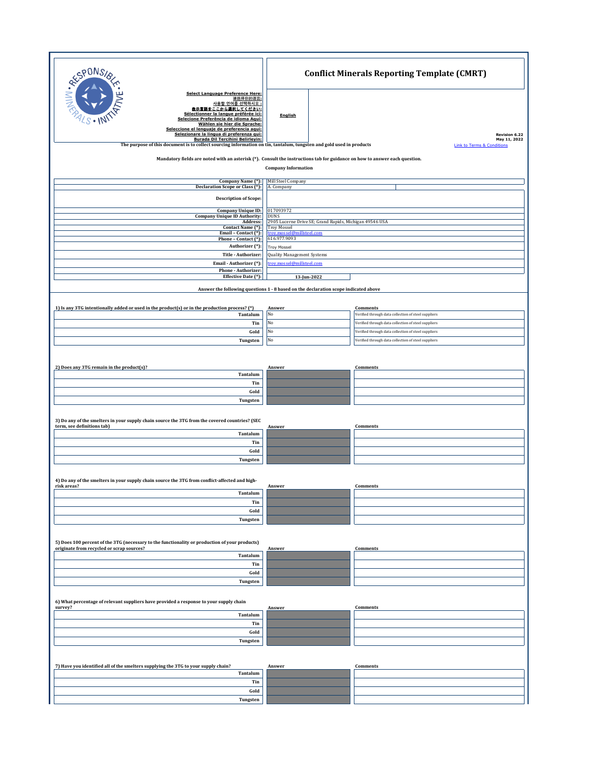# Conflict Minerals Reporting Template (CMRT)

Select Language Preference Here:
请选择你的语言:
사용할 언어를 선택하시오 :
表示言語をここから選択してください:
Sélectionner la langue préférée ici:
Selecione Preferência de idioma Aqui:
Wählen sie hier die Sprache:
Seleccione el lenguaje de preferencia aqui:
Selezionare la lingua di preferenza qui:
Burada Dil Tercihini Belirleyin:

**English**

Revision 6.22
May 11, 2022

The purpose of this document is to collect sourcing information on tin, tantalum, tungsten and gold used in products

Link to Terms & Conditions

Mandatory fields are noted with an asterisk (*). Consult the instructions tab for guidance on how to answer each question.

**Company Information**

| Field | Value |
|---|---|
| Company Name (*): | Mill Steel Company |
| Declaration Scope or Class (*): | A. Company |
| Description of Scope: | |
| Company Unique ID: | 017093972 |
| Company Unique ID Authority: | DUNS |
| Address: | 2905 Lucerne Drive SE; Grand Rapids, Michigan 49546 USA |
| Contact Name (*): | Troy Mossel |
| Email – Contact (*): | troy.mossel@millsteel.com |
| Phone – Contact (*): | 616.977.9093 |
| Authorizer (*): | Troy Mossel |
| Title - Authorizer: | Quality Management Systems |
| Email - Authorizer (*): | troy.mossel@millsteel.com |
| Phone - Authorizer: | |
| Effective Date (*): | 13-Jun-2022 |

Answer the following questions 1 - 8 based on the declaration scope indicated above

| 1) Is any 3TG intentionally added or used in the product(s) or in the production process? (*) | Answer | Comments |
|---|---|---|
| Tantalum | No | Verified through data collection of steel suppliers |
| Tin | No | Verified through data collection of steel suppliers |
| Gold | No | Verified through data collection of steel suppliers |
| Tungsten | No | Verified through data collection of steel suppliers |

| 2) Does any 3TG remain in the product(s)? | Answer | Comments |
|---|---|---|
| Tantalum | | |
| Tin | | |
| Gold | | |
| Tungsten | | |

| 3) Do any of the smelters in your supply chain source the 3TG from the covered countries? (SEC term, see definitions tab) | Answer | Comments |
|---|---|---|
| Tantalum | | |
| Tin | | |
| Gold | | |
| Tungsten | | |

| 4) Do any of the smelters in your supply chain source the 3TG from conflict-affected and high-risk areas? | Answer | Comments |
|---|---|---|
| Tantalum | | |
| Tin | | |
| Gold | | |
| Tungsten | | |

| 5) Does 100 percent of the 3TG (necessary to the functionality or production of your products) originate from recycled or scrap sources? | Answer | Comments |
|---|---|---|
| Tantalum | | |
| Tin | | |
| Gold | | |
| Tungsten | | |

| 6) What percentage of relevant suppliers have provided a response to your supply chain survey? | Answer | Comments |
|---|---|---|
| Tantalum | | |
| Tin | | |
| Gold | | |
| Tungsten | | |

| 7) Have you identified all of the smelters supplying the 3TG to your supply chain? | Answer | Comments |
|---|---|---|
| Tantalum | | |
| Tin | | |
| Gold | | |
| Tungsten | | |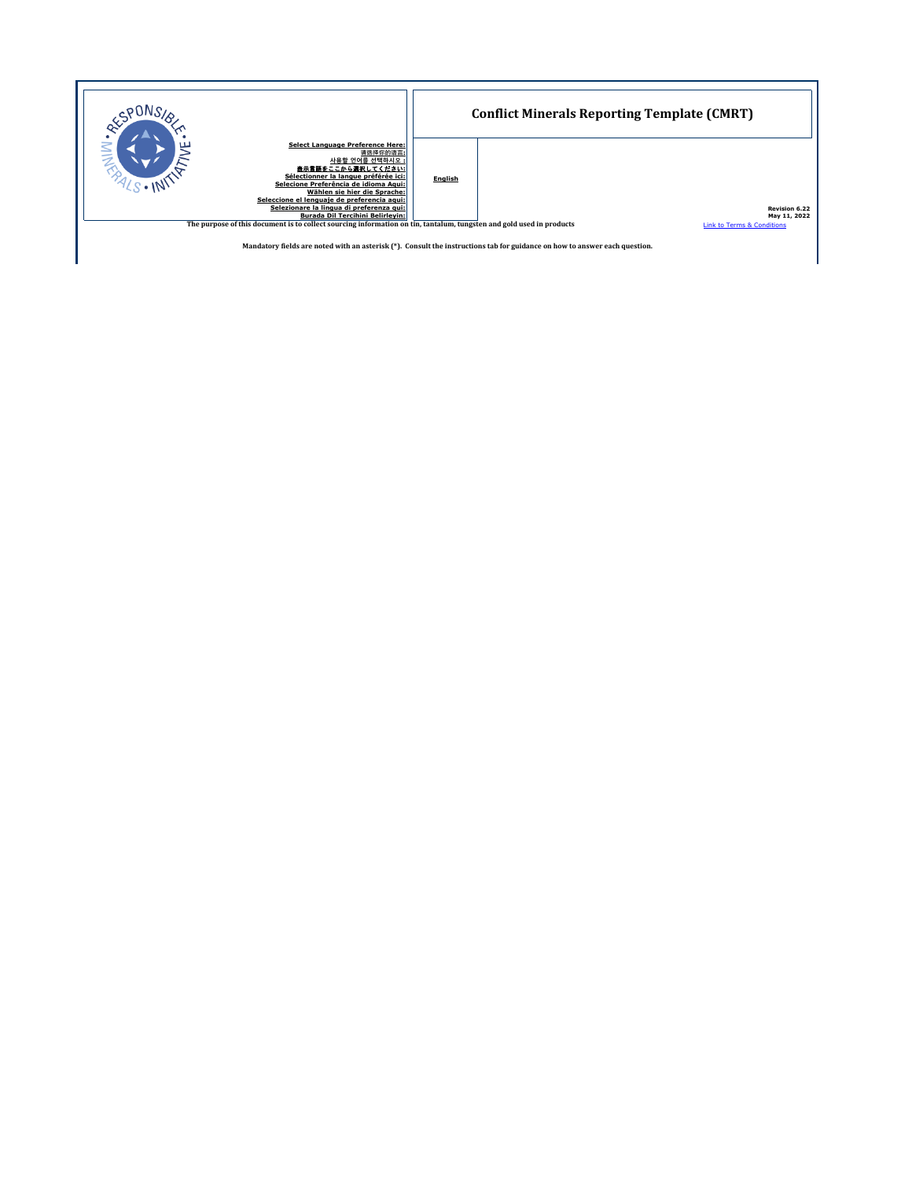# Conflict Minerals Reporting Template (CMRT)

**Select Language Preference Here:**
请选择你的语言:
사용할 언어를 선택하시오 :
表示言語をここから選択してください:
**Sélectionner la langue préférée ici:**
**Selecione Preferência de idioma Aqui:**
**Wählen sie hier die Sprache:**
**Seleccione el lenguaje de preferencia aqui:**
**Selezionare la lingua di preferenza qui:**
**Burada Dil Tercihini Belirleyin:**

**English**

**Revision 6.22**
**May 11, 2022**

[Link to Terms & Conditions]

**The purpose of this document is to collect sourcing information on tin, tantalum, tungsten and gold used in products**

**Mandatory fields are noted with an asterisk (*). Consult the instructions tab for guidance on how to answer each question.**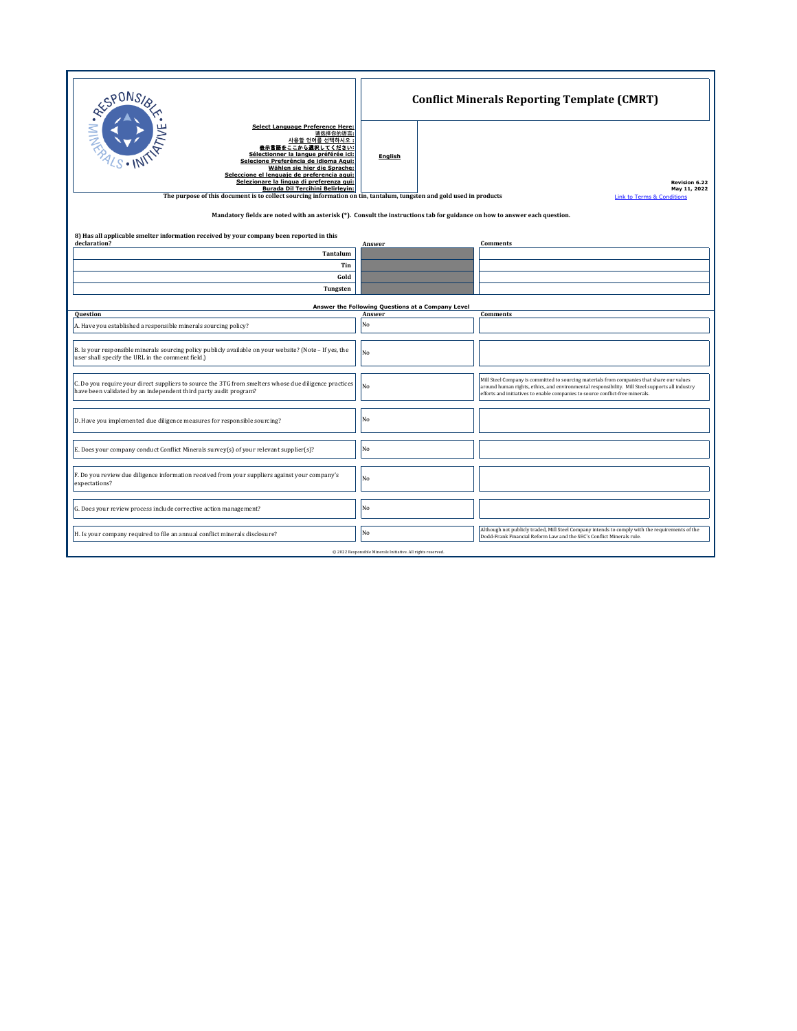# Conflict Minerals Reporting Template (CMRT)

Select Language Preference Here:
请选择你的语言:
사용할 언어를 선택하시오 :
表示言語をここから選択してください:
Sélectionner la langue préférée ici:
Selecione Preferência de idioma Aqui:
Wählen sie hier die Sprache:
Seleccione el lenguaje de preferencia aqui:
Selezionare la lingua di preferenza qui:
Burada Dil Tercihini Belirleyin:

**English**

Revision 6.22
May 11, 2022

**The purpose of this document is to collect sourcing information on tin, tantalum, tungsten and gold used in products**

Link to Terms & Conditions

**Mandatory fields are noted with an asterisk (*). Consult the instructions tab for guidance on how to answer each question.**

| 8) Has all applicable smelter information received by your company been reported in this declaration? | Answer | Comments |
|---|---|---|
| Tantalum | | |
| Tin | | |
| Gold | | |
| Tungsten | | |

**Answer the Following Questions at a Company Level**

| Question | Answer | Comments |
|---|---|---|
| A. Have you established a responsible minerals sourcing policy? | No | |
| B. Is your responsible minerals sourcing policy publicly available on your website? (Note – If yes, the user shall specify the URL in the comment field.) | No | |
| C. Do you require your direct suppliers to source the 3TG from smelters whose due diligence practices have been validated by an independent third party audit program? | No | Mill Steel Company is committed to sourcing materials from companies that share our values around human rights, ethics, and environmental responsibility. Mill Steel supports all industry efforts and initiatives to enable companies to source conflict-free minerals. |
| D. Have you implemented due diligence measures for responsible sourcing? | No | |
| E. Does your company conduct Conflict Minerals survey(s) of your relevant supplier(s)? | No | |
| F. Do you review due diligence information received from your suppliers against your company's expectations? | No | |
| G. Does your review process include corrective action management? | No | |
| H. Is your company required to file an annual conflict minerals disclosure? | No | Although not publicly traded, Mill Steel Company intends to comply with the requirements of the Dodd-Frank Financial Reform Law and the SEC's Conflict Minerals rule. |

© 2022 Responsible Minerals Initiative. All rights reserved.